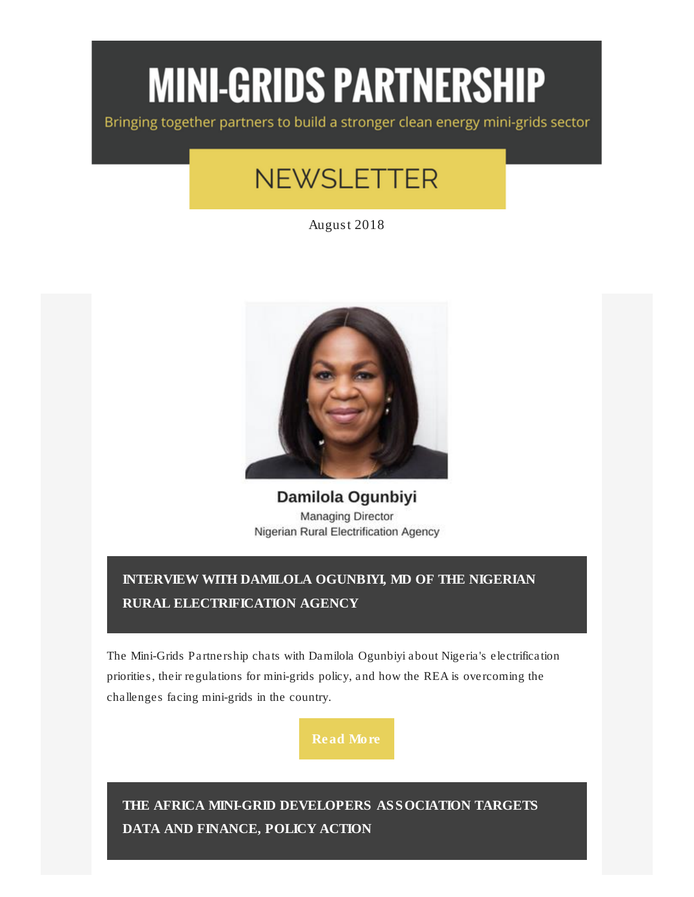# MINI-GRIDS PARTNERSHIP

Bringing together partners to build a stronger clean energy mini-grids sector

## NEWSLETTER

August 2018

**Damilola Ogunbiyi**
Managing Director
Nigerian Rural Electrification Agency

## INTERVIEW WITH DAMILOLA OGUNBIYI, MD OF THE NIGERIAN RURAL ELECTRIFICATION AGENCY

The Mini-Grids Partnership chats with Damilola Ogunbiyi about Nigeria's electrification priorities, their regulations for mini-grids policy, and how the REA is overcoming the challenges facing mini-grids in the country.

**Read More**

## THE AFRICA MINI-GRID DEVELOPERS ASSOCIATION TARGETS DATA AND FINANCE, POLICY ACTION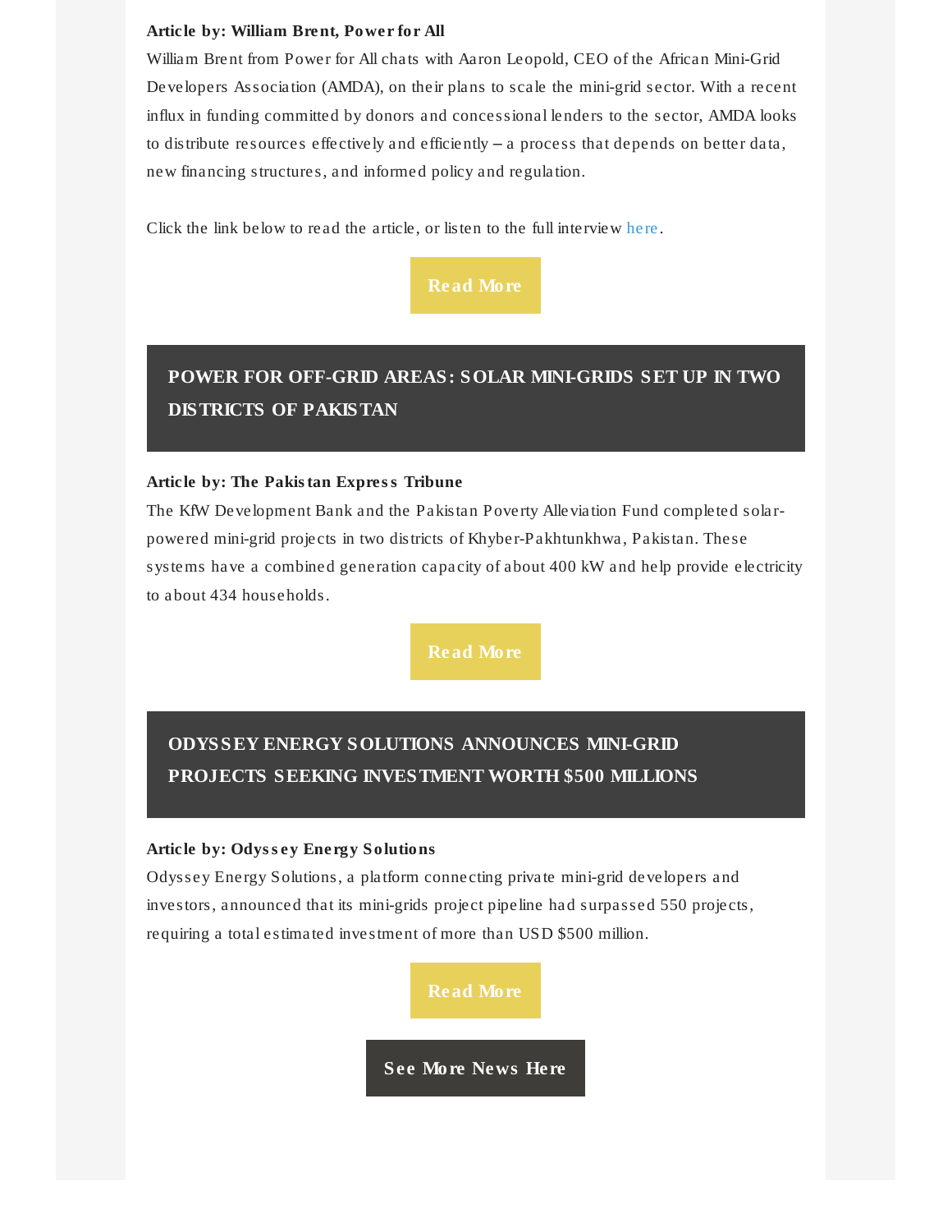**Article by: William Brent, Power for All**

William Brent from Power for All chats with Aaron Leopold, CEO of the African Mini-Grid Developers Association (AMDA), on their plans to scale the mini-grid sector. With a recent influx in funding committed by donors and concessional lenders to the sector, AMDA looks to distribute resources effectively and efficiently – a process that depends on better data, new financing structures, and informed policy and regulation.

Click the link below to read the article, or listen to the full interview here.

**Read More**

## POWER FOR OFF-GRID AREAS: SOLAR MINI-GRIDS SET UP IN TWO DISTRICTS OF PAKISTAN

**Article by: The Pakistan Express Tribune**

The KfW Development Bank and the Pakistan Poverty Alleviation Fund completed solar-powered mini-grid projects in two districts of Khyber-Pakhtunkhwa, Pakistan. These systems have a combined generation capacity of about 400 kW and help provide electricity to about 434 households.

**Read More**

## ODYSSEY ENERGY SOLUTIONS ANNOUNCES MINI-GRID PROJECTS SEEKING INVESTMENT WORTH $500 MILLIONS

**Article by: Odyssey Energy Solutions**

Odyssey Energy Solutions, a platform connecting private mini-grid developers and investors, announced that its mini-grids project pipeline had surpassed 550 projects, requiring a total estimated investment of more than USD $500 million.

**Read More**

**See More News Here**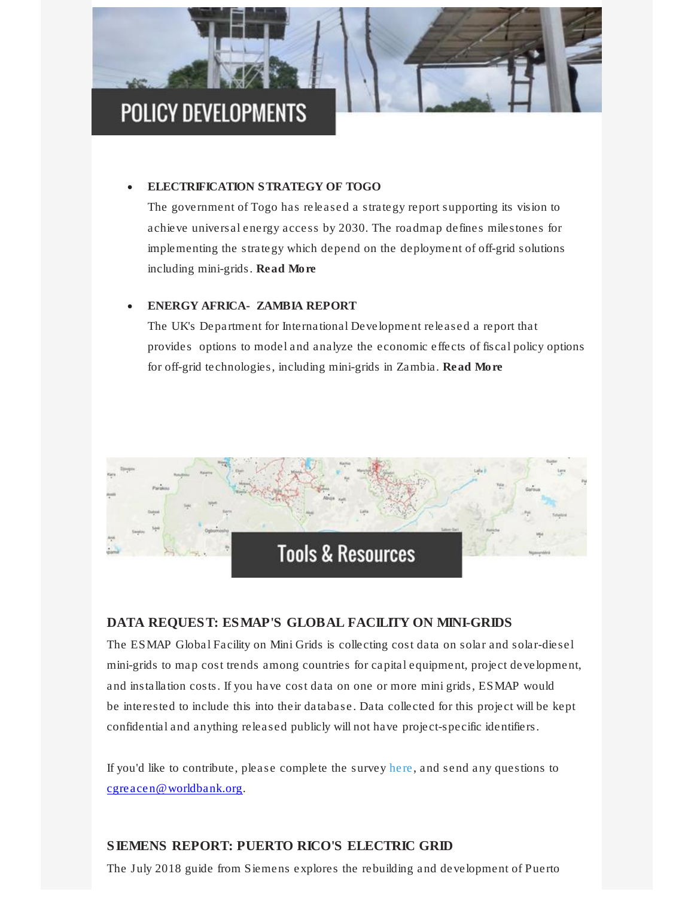# POLICY DEVELOPMENTS

- **ELECTRIFICATION STRATEGY OF TOGO**
  The government of Togo has released a strategy report supporting its vision to achieve universal energy access by 2030. The roadmap defines milestones for implementing the strategy which depend on the deployment of off-grid solutions including mini-grids. **Read More**

- **ENERGY AFRICA- ZAMBIA REPORT**
  The UK's Department for International Development released a report that provides options to model and analyze the economic effects of fiscal policy options for off-grid technologies, including mini-grids in Zambia. **Read More**

# Tools & Resources

### DATA REQUEST: ESMAP'S GLOBAL FACILITY ON MINI-GRIDS

The ESMAP Global Facility on Mini Grids is collecting cost data on solar and solar-diesel mini-grids to map cost trends among countries for capital equipment, project development, and installation costs. If you have cost data on one or more mini grids, ESMAP would be interested to include this into their database. Data collected for this project will be kept confidential and anything released publicly will not have project-specific identifiers.

If you'd like to contribute, please complete the survey here, and send any questions to cgreacen@worldbank.org.

### SIEMENS REPORT: PUERTO RICO'S ELECTRIC GRID

The July 2018 guide from Siemens explores the rebuilding and development of Puerto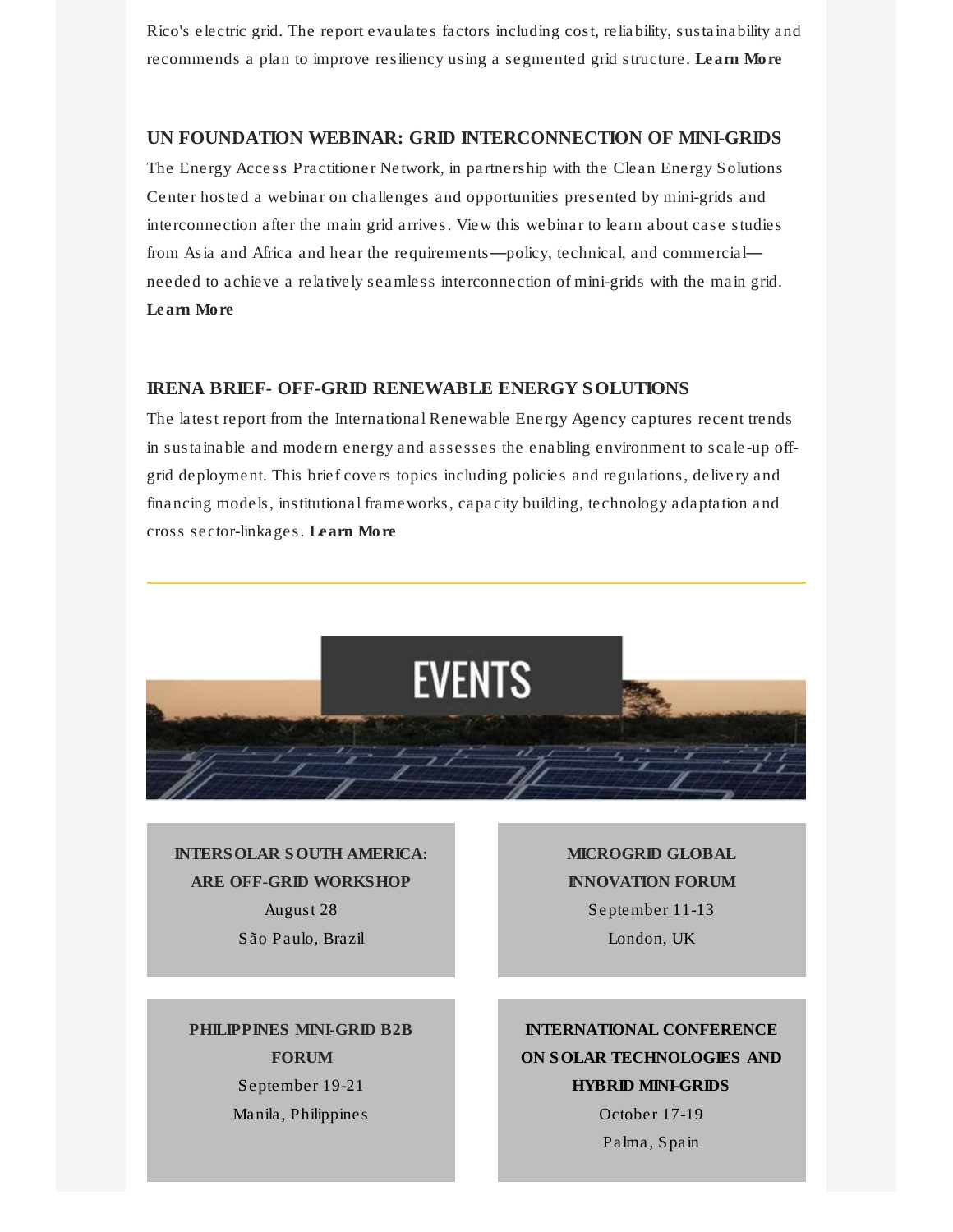Rico's electric grid. The report evaulates factors including cost, reliability, sustainability and recommends a plan to improve resiliency using a segmented grid structure. **Learn More**

### UN FOUNDATION WEBINAR: GRID INTERCONNECTION OF MINI-GRIDS

The Energy Access Practitioner Network, in partnership with the Clean Energy Solutions Center hosted a webinar on challenges and opportunities presented by mini-grids and interconnection after the main grid arrives. View this webinar to learn about case studies from Asia and Africa and hear the requirements—policy, technical, and commercial—needed to achieve a relatively seamless interconnection of mini-grids with the main grid. **Learn More**

### IRENA BRIEF- OFF-GRID RENEWABLE ENERGY SOLUTIONS

The latest report from the International Renewable Energy Agency captures recent trends in sustainable and modern energy and assesses the enabling environment to scale-up off-grid deployment. This brief covers topics including policies and regulations, delivery and financing models, institutional frameworks, capacity building, technology adaptation and cross sector-linkages. **Learn More**

---

## EVENTS

**INTERSOLAR SOUTH AMERICA: ARE OFF-GRID WORKSHOP**
August 28
São Paulo, Brazil

**MICROGRID GLOBAL INNOVATION FORUM**
September 11-13
London, UK

**PHILIPPINES MINI-GRID B2B FORUM**
September 19-21
Manila, Philippines

**INTERNATIONAL CONFERENCE ON SOLAR TECHNOLOGIES AND HYBRID MINI-GRIDS**
October 17-19
Palma, Spain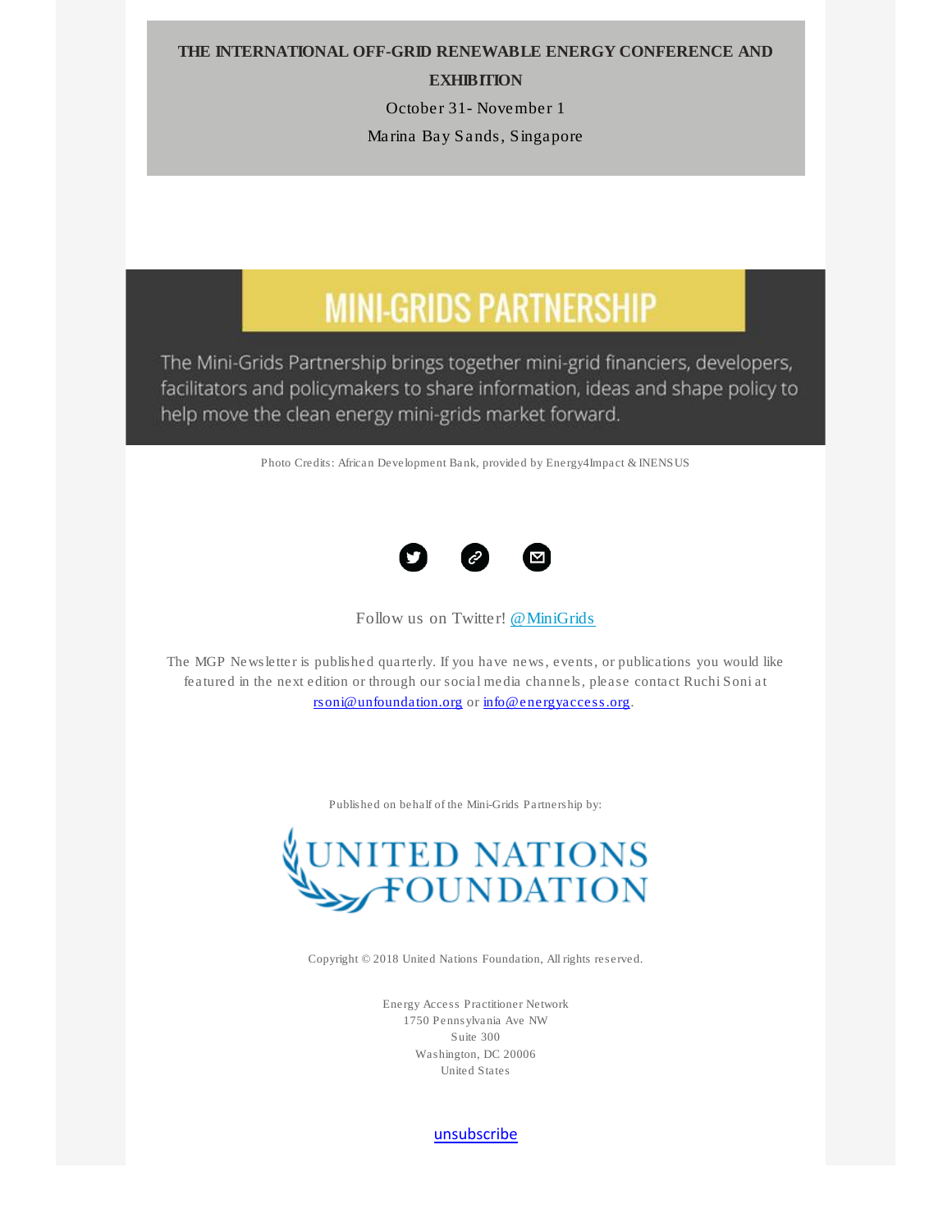**THE INTERNATIONAL OFF-GRID RENEWABLE ENERGY CONFERENCE AND EXHIBITION**

October 31- November 1

Marina Bay Sands, Singapore

# MINI-GRIDS PARTNERSHIP

The Mini-Grids Partnership brings together mini-grid financiers, developers, facilitators and policymakers to share information, ideas and shape policy to help move the clean energy mini-grids market forward.

Photo Credits: African Development Bank, provided by Energy4Impact & INENSUS

Follow us on Twitter! @MiniGrids

The MGP Newsletter is published quarterly. If you have news, events, or publications you would like featured in the next edition or through our social media channels, please contact Ruchi Soni at rsoni@unfoundation.org or info@energyaccess.org.

Published on behalf of the Mini-Grids Partnership by:

UNITED NATIONS FOUNDATION

Copyright © 2018 United Nations Foundation, All rights reserved.

Energy Access Practitioner Network
1750 Pennsylvania Ave NW
Suite 300
Washington, DC 20006
United States

unsubscribe